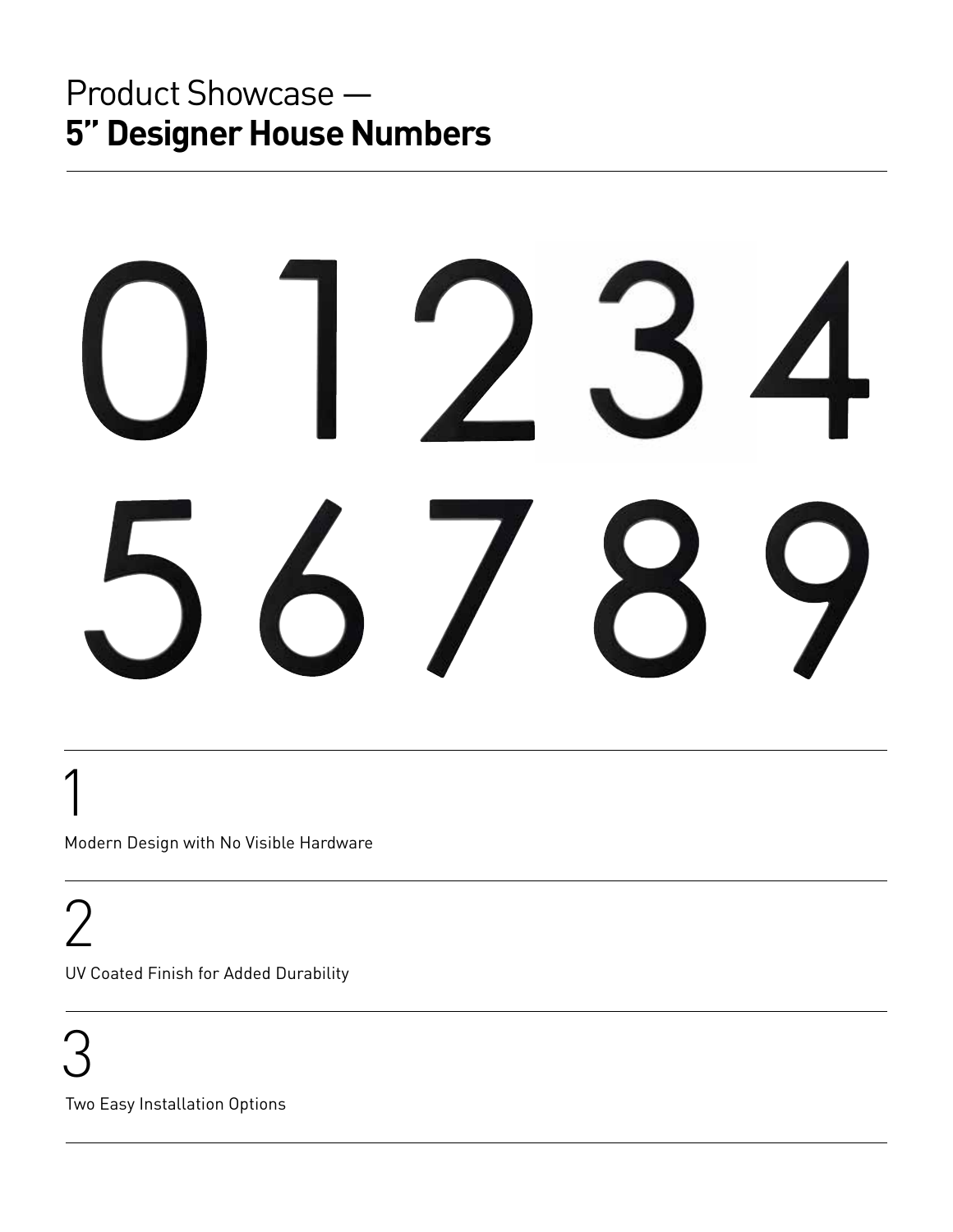# Product Showcase — **5" Designer House Numbers**

0 1 2 3 4
5 6 7 8 9

---

1

Modern Design with No Visible Hardware

---

2

UV Coated Finish for Added Durability

---

3

Two Easy Installation Options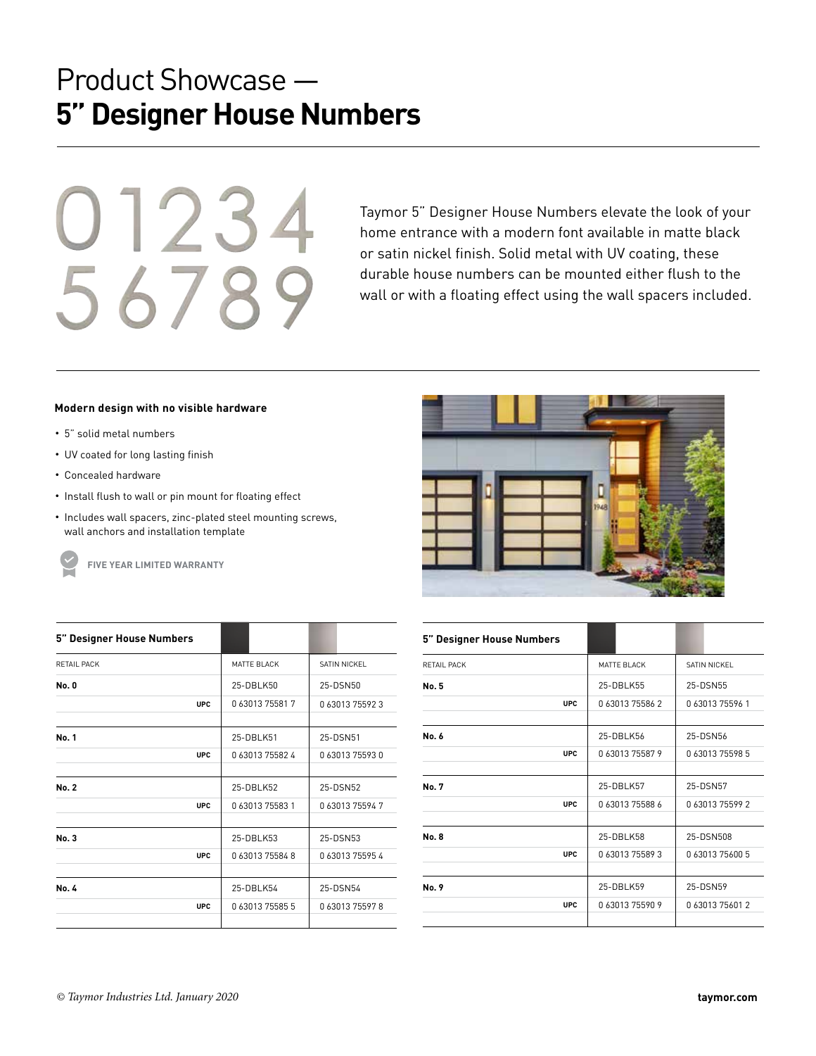# Product Showcase — **5" Designer House Numbers**

Taymor 5" Designer House Numbers elevate the look of your home entrance with a modern font available in matte black or satin nickel finish. Solid metal with UV coating, these durable house numbers can be mounted either flush to the wall or with a floating effect using the wall spacers included.

**Modern design with no visible hardware**

- 5" solid metal numbers
- UV coated for long lasting finish
- Concealed hardware
- Install flush to wall or pin mount for floating effect
- Includes wall spacers, zinc-plated steel mounting screws, wall anchors and installation template

**FIVE YEAR LIMITED WARRANTY**

| 5" Designer House Numbers | | |
|---|---|---|
| RETAIL PACK | MATTE BLACK | SATIN NICKEL |
| **No. 0** | 25-DBLK50 | 25-DSN50 |
| **UPC** | 0 63013 75581 7 | 0 63013 75592 3 |
| **No. 1** | 25-DBLK51 | 25-DSN51 |
| **UPC** | 0 63013 75582 4 | 0 63013 75593 0 |
| **No. 2** | 25-DBLK52 | 25-DSN52 |
| **UPC** | 0 63013 75583 1 | 0 63013 75594 7 |
| **No. 3** | 25-DBLK53 | 25-DSN53 |
| **UPC** | 0 63013 75584 8 | 0 63013 75595 4 |
| **No. 4** | 25-DBLK54 | 25-DSN54 |
| **UPC** | 0 63013 75585 5 | 0 63013 75597 8 |

| 5" Designer House Numbers | | |
|---|---|---|
| RETAIL PACK | MATTE BLACK | SATIN NICKEL |
| **No. 5** | 25-DBLK55 | 25-DSN55 |
| **UPC** | 0 63013 75586 2 | 0 63013 75596 1 |
| **No. 6** | 25-DBLK56 | 25-DSN56 |
| **UPC** | 0 63013 75587 9 | 0 63013 75598 5 |
| **No. 7** | 25-DBLK57 | 25-DSN57 |
| **UPC** | 0 63013 75588 6 | 0 63013 75599 2 |
| **No. 8** | 25-DBLK58 | 25-DSN508 |
| **UPC** | 0 63013 75589 3 | 0 63013 75600 5 |
| **No. 9** | 25-DBLK59 | 25-DSN59 |
| **UPC** | 0 63013 75590 9 | 0 63013 75601 2 |

*© Taymor Industries Ltd. January 2020*

**taymor.com**